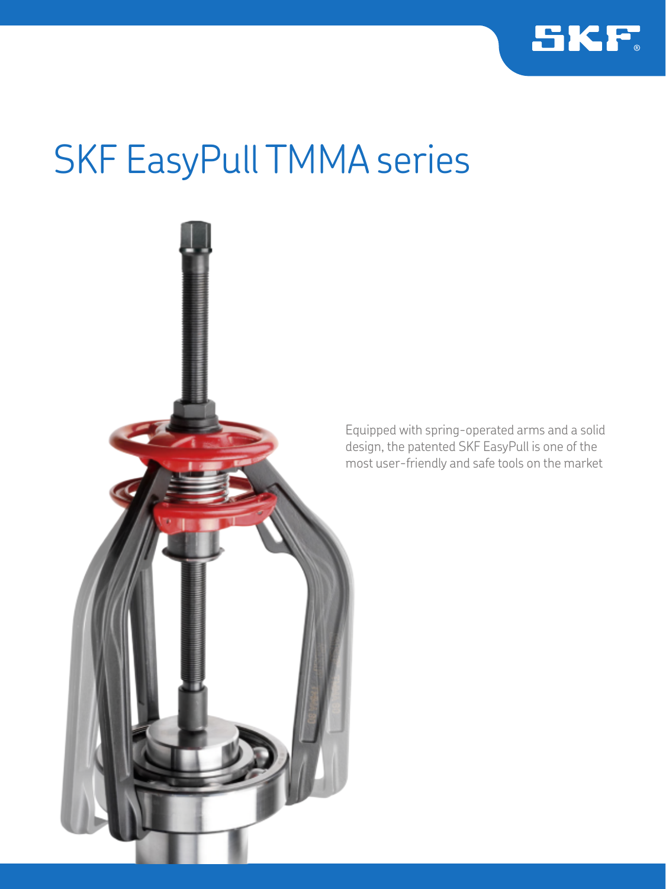# SKF EasyPull TMMA series

Equipped with spring-operated arms and a solid design, the patented SKF EasyPull is one of the most user-friendly and safe tools on the market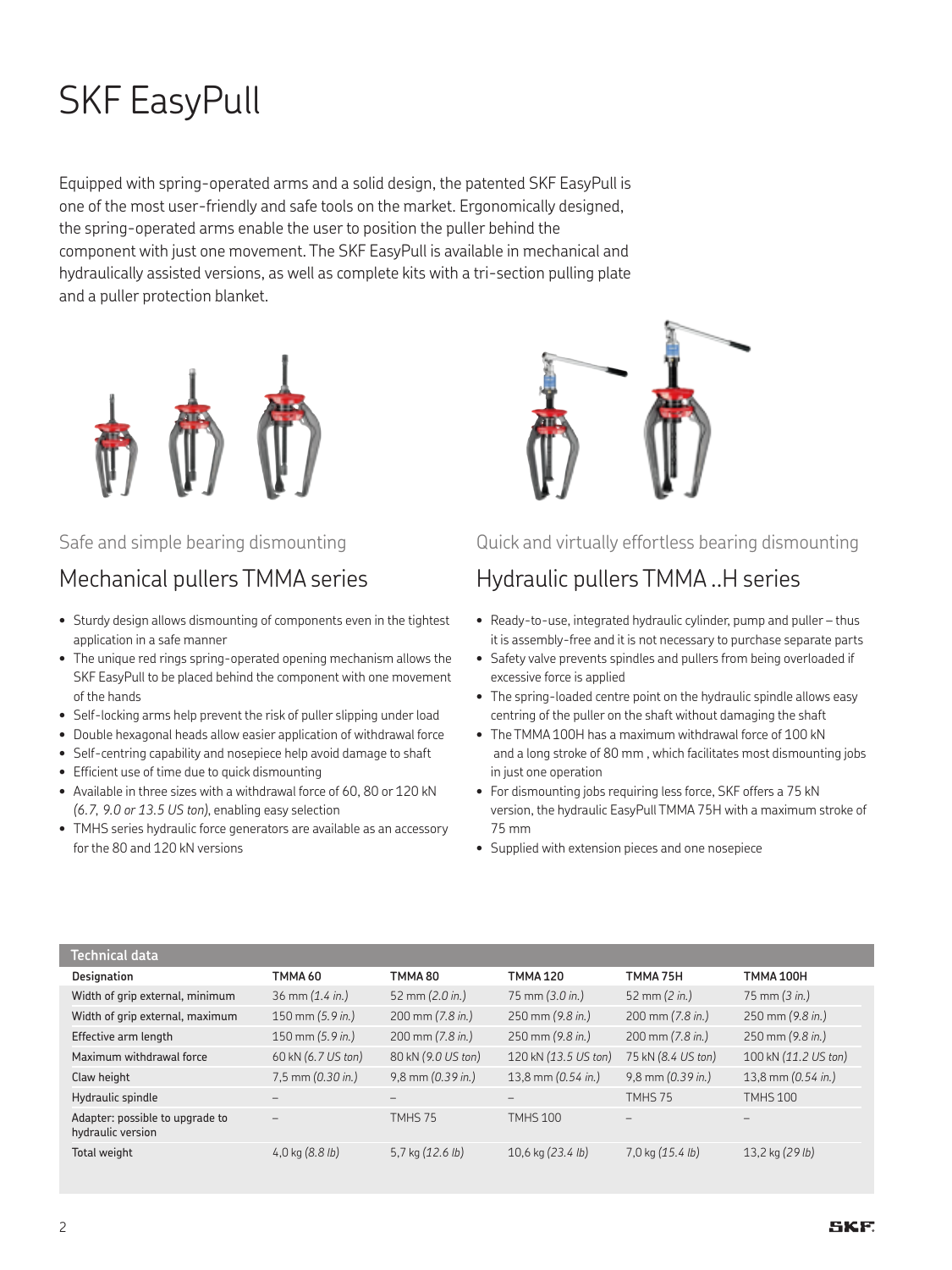# SKF EasyPull

Equipped with spring-operated arms and a solid design, the patented SKF EasyPull is one of the most user-friendly and safe tools on the market. Ergonomically designed, the spring-operated arms enable the user to position the puller behind the component with just one movement. The SKF EasyPull is available in mechanical and hydraulically assisted versions, as well as complete kits with a tri-section pulling plate and a puller protection blanket.

Safe and simple bearing dismounting

## Mechanical pullers TMMA series

- Sturdy design allows dismounting of components even in the tightest application in a safe manner
- The unique red rings spring-operated opening mechanism allows the SKF EasyPull to be placed behind the component with one movement of the hands
- Self-locking arms help prevent the risk of puller slipping under load
- Double hexagonal heads allow easier application of withdrawal force
- Self-centring capability and nosepiece help avoid damage to shaft
- Efficient use of time due to quick dismounting
- Available in three sizes with a withdrawal force of 60, 80 or 120 kN *(6.7, 9.0 or 13.5 US ton)*, enabling easy selection
- TMHS series hydraulic force generators are available as an accessory for the 80 and 120 kN versions

Quick and virtually effortless bearing dismounting

## Hydraulic pullers TMMA ..H series

- Ready-to-use, integrated hydraulic cylinder, pump and puller – thus it is assembly-free and it is not necessary to purchase separate parts
- Safety valve prevents spindles and pullers from being overloaded if excessive force is applied
- The spring-loaded centre point on the hydraulic spindle allows easy centring of the puller on the shaft without damaging the shaft
- The TMMA 100H has a maximum withdrawal force of 100 kN and a long stroke of 80 mm , which facilitates most dismounting jobs in just one operation
- For dismounting jobs requiring less force, SKF offers a 75 kN version, the hydraulic EasyPull TMMA 75H with a maximum stroke of 75 mm
- Supplied with extension pieces and one nosepiece

**Technical data**

| Designation | TMMA 60 | TMMA 80 | TMMA 120 | TMMA 75H | TMMA 100H |
|---|---|---|---|---|---|
| Width of grip external, minimum | 36 mm *(1.4 in.)* | 52 mm *(2.0 in.)* | 75 mm *(3.0 in.)* | 52 mm *(2 in.)* | 75 mm *(3 in.)* |
| Width of grip external, maximum | 150 mm *(5.9 in.)* | 200 mm *(7.8 in.)* | 250 mm *(9.8 in.)* | 200 mm *(7.8 in.)* | 250 mm *(9.8 in.)* |
| Effective arm length | 150 mm *(5.9 in.)* | 200 mm *(7.8 in.)* | 250 mm *(9.8 in.)* | 200 mm *(7.8 in.)* | 250 mm *(9.8 in.)* |
| Maximum withdrawal force | 60 kN *(6.7 US ton)* | 80 kN *(9.0 US ton)* | 120 kN *(13.5 US ton)* | 75 kN *(8.4 US ton)* | 100 kN *(11.2 US ton)* |
| Claw height | 7,5 mm *(0.30 in.)* | 9,8 mm *(0.39 in.)* | 13,8 mm *(0.54 in.)* | 9,8 mm *(0.39 in.)* | 13,8 mm *(0.54 in.)* |
| Hydraulic spindle | – | – | – | TMHS 75 | TMHS 100 |
| Adapter: possible to upgrade to hydraulic version | – | TMHS 75 | TMHS 100 | – | – |
| Total weight | 4,0 kg *(8.8 lb)* | 5,7 kg *(12.6 lb)* | 10,6 kg *(23.4 lb)* | 7,0 kg *(15.4 lb)* | 13,2 kg *(29 lb)* |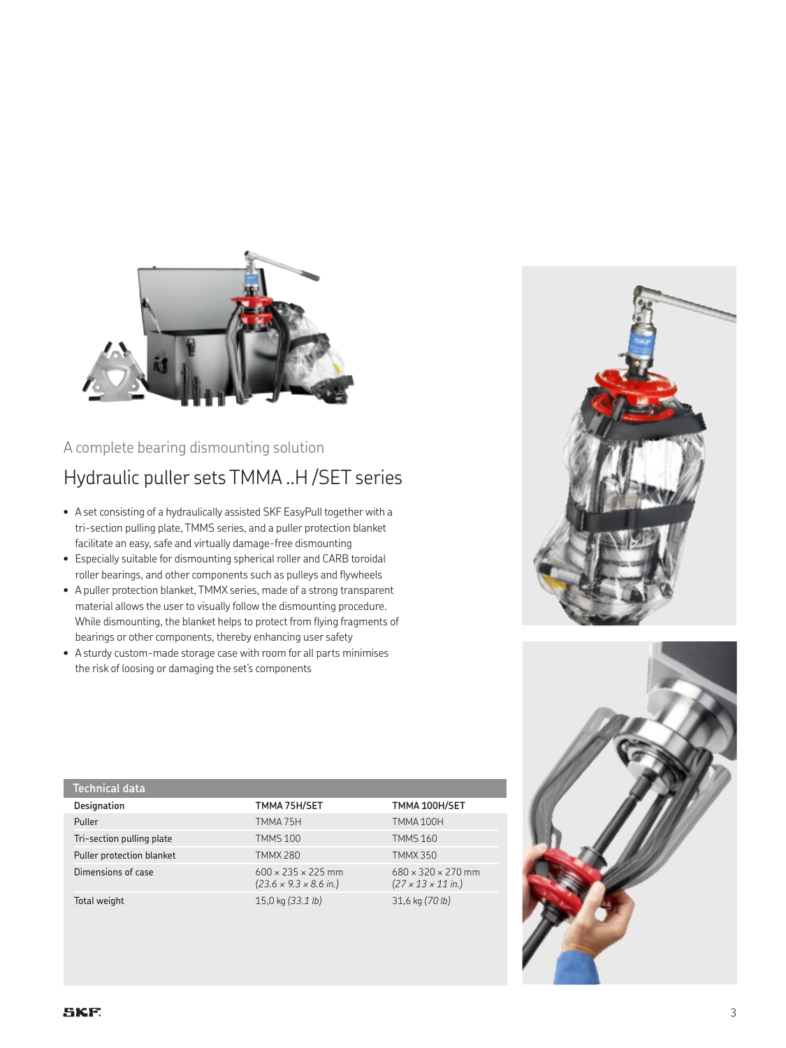A complete bearing dismounting solution

## Hydraulic puller sets TMMA ..H /SET series

- A set consisting of a hydraulically assisted SKF EasyPull together with a tri-section pulling plate, TMMS series, and a puller protection blanket facilitate an easy, safe and virtually damage-free dismounting
- Especially suitable for dismounting spherical roller and CARB toroidal roller bearings, and other components such as pulleys and flywheels
- A puller protection blanket, TMMX series, made of a strong transparent material allows the user to visually follow the dismounting procedure. While dismounting, the blanket helps to protect from flying fragments of bearings or other components, thereby enhancing user safety
- A sturdy custom-made storage case with room for all parts minimises the risk of loosing or damaging the set's components

**Technical data**

| Designation | TMMA 75H/SET | TMMA 100H/SET |
|---|---|---|
| Puller | TMMA 75H | TMMA 100H |
| Tri-section pulling plate | TMMS 100 | TMMS 160 |
| Puller protection blanket | TMMX 280 | TMMX 350 |
| Dimensions of case | 600 × 235 × 225 mm *(23.6 × 9.3 × 8.6 in.)* | 680 × 320 × 270 mm *(27 × 13 × 11 in.)* |
| Total weight | 15,0 kg *(33.1 lb)* | 31,6 kg *(70 lb)* |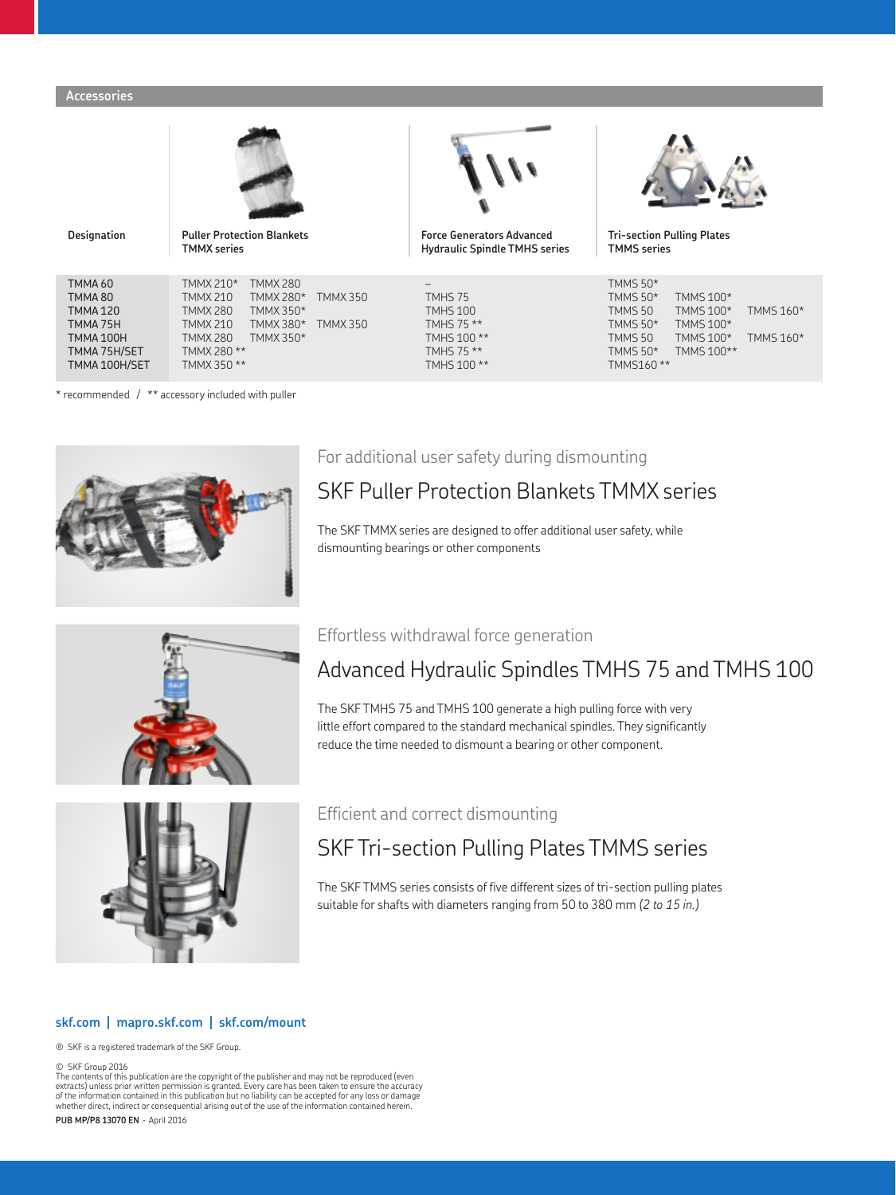## Accessories

| Designation | Puller Protection Blankets TMMX series | | | Force Generators Advanced Hydraulic Spindle TMHS series | Tri-section Pulling Plates TMMS series | | |
|---|---|---|---|---|---|---|---|
| TMMA 60 | TMMX 210* | TMMX 280 | | – | TMMS 50* | | |
| TMMA 80 | TMMX 210 | TMMX 280* | TMMX 350 | TMHS 75 | TMMS 50* | TMMS 100* | |
| TMMA 120 | TMMX 280 | TMMX 350* | | TMHS 100 | TMMS 50 | TMMS 100* | TMMS 160* |
| TMMA 75H | TMMX 210 | TMMX 380* | TMMX 350 | TMHS 75 ** | TMMS 50* | TMMS 100* | |
| TMMA 100H | TMMX 280 | TMMX 350* | | TMHS 100 ** | TMMS 50 | TMMS 100* | TMMS 160* |
| TMMA 75H/SET | TMMX 280 ** | | | TMHS 75 ** | TMMS 50* | TMMS 100** | |
| TMMA 100H/SET | TMMX 350 ** | | | TMHS 100 ** | TMMS160 ** | | |

* recommended / ** accessory included with puller

For additional user safety during dismounting

## SKF Puller Protection Blankets TMMX series

The SKF TMMX series are designed to offer additional user safety, while dismounting bearings or other components

Effortless withdrawal force generation

## Advanced Hydraulic Spindles TMHS 75 and TMHS 100

The SKF TMHS 75 and TMHS 100 generate a high pulling force with very little effort compared to the standard mechanical spindles. They significantly reduce the time needed to dismount a bearing or other component.

Efficient and correct dismounting

## SKF Tri-section Pulling Plates TMMS series

The SKF TMMS series consists of five different sizes of tri-section pulling plates suitable for shafts with diameters ranging from 50 to 380 mm *(2 to 15 in.)*

**skf.com | mapro.skf.com | skf.com/mount**

® SKF is a registered trademark of the SKF Group.

© SKF Group 2016
The contents of this publication are the copyright of the publisher and may not be reproduced (even extracts) unless prior written permission is granted. Every care has been taken to ensure the accuracy of the information contained in this publication but no liability can be accepted for any loss or damage whether direct, indirect or consequential arising out of the use of the information contained herein.

**PUB MP/P8 13070 EN** · April 2016